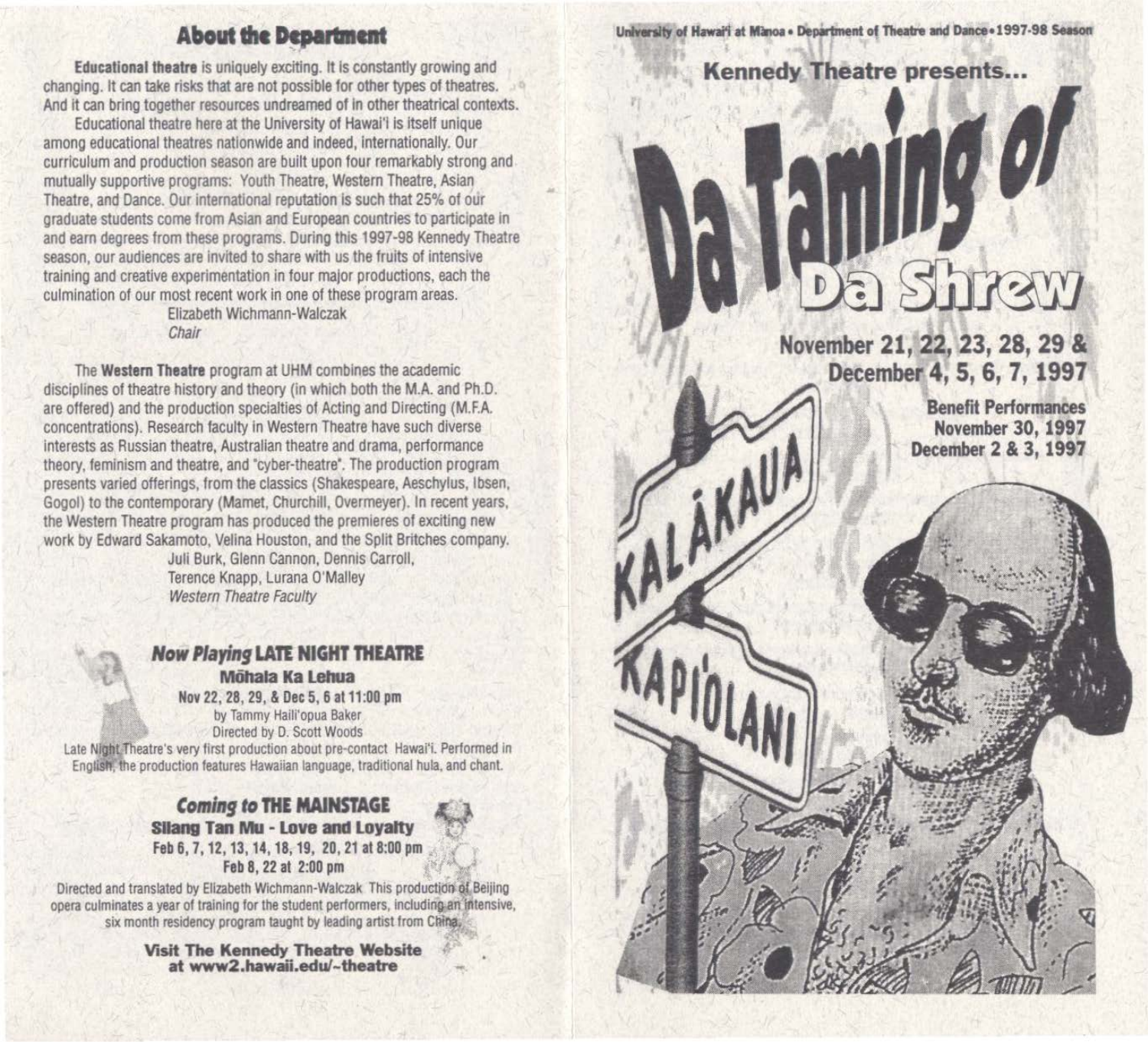## About the Department

**Educational theatre** is uniquely exciting. It is constantly growing and changing. It can take risks that are not possible for other types of theatres. And it can bring together resources undreamed of in other theatrical contexts.

Educational theatre here at the University of Hawai'i is itself unique among educational theatres nationwide and indeed, internationally. Our curriculum and production season are built upon four remarkably strong and mutually supportive programs: Youth Theatre, Western Theatre, Asian Theatre, and Dance. Our international reputation is such that 25% of our graduate students come from Asian and European countries to participate in and earn degrees from these programs. During this 1997-98 Kennedy Theatre season, our audiences are invited to share with us the fruits of intensive training and creative experimentation in four major productions, each the culmination of our most recent work in one of these program areas.

Elizabeth Wichmann-Walczak
*Chair*

The **Western Theatre** program at UHM combines the academic disciplines of theatre history and theory (in which both the M.A. and Ph.D. are offered) and the production specialties of Acting and Directing (M.F.A. concentrations). Research faculty in Western Theatre have such diverse interests as Russian theatre, Australian theatre and drama, performance theory, feminism and theatre, and "cyber-theatre". The production program presents varied offerings, from the classics (Shakespeare, Aeschylus, Ibsen, Gogol) to the contemporary (Mamet, Churchill, Overmeyer). In recent years, the Western Theatre program has produced the premieres of exciting new work by Edward Sakamoto, Velina Houston, and the Split Britches company.

Juli Burk, Glenn Cannon, Dennis Carroll,
Terence Knapp, Lurana O'Malley
*Western Theatre Faculty*

### *Now Playing* LATE NIGHT THEATRE

**Mōhala Ka Lehua**

Nov 22, 28, 29, & Dec 5, 6 at 11:00 pm
by Tammy Haili'opua Baker
Directed by D. Scott Woods

Late Night Theatre's very first production about pre-contact Hawai'i. Performed in English, the production features Hawaiian language, traditional hula, and chant.

### *Coming to* THE MAINSTAGE

**Silang Tan Mu - Love and Loyalty**

Feb 6, 7, 12, 13, 14, 18, 19, 20, 21 at 8:00 pm
Feb 8, 22 at 2:00 pm

Directed and translated by Elizabeth Wichmann-Walczak This production of Beijing opera culminates a year of training for the student performers, including an intensive, six month residency program taught by leading artist from China.

**Visit The Kennedy Theatre Website at www2.hawaii.edu/~theatre**

University of Hawai'i at Mānoa • Department of Theatre and Dance • 1997-98 Season

**Kennedy Theatre presents...**

# Da Taming of Da Shrew

**November 21, 22, 23, 28, 29 & December 4, 5, 6, 7, 1997**

**Benefit Performances**
**November 30, 1997**
**December 2 & 3, 1997**

KALĀKAUA

KAPI'OLANI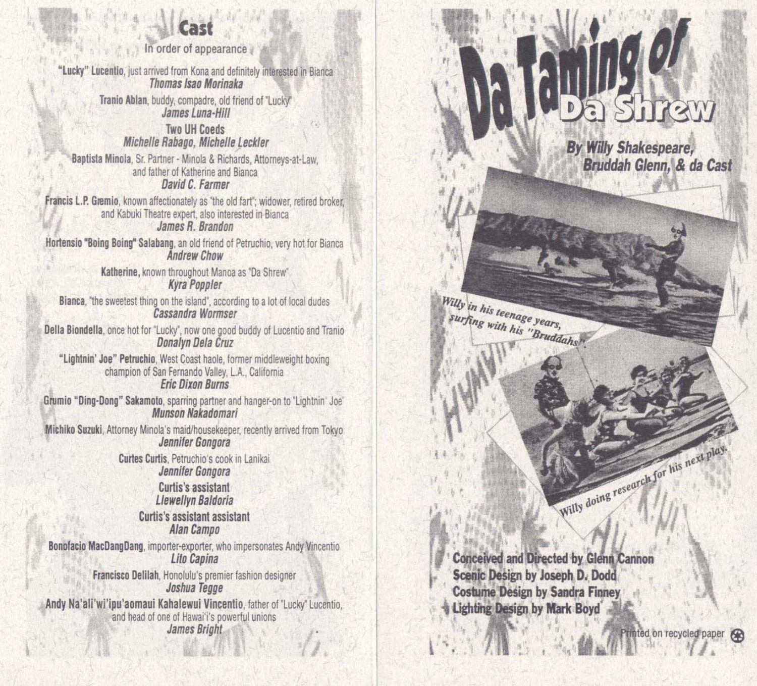## Cast

In order of appearance

**"Lucky" Lucentio**, just arrived from Kona and definitely interested in Bianca
*Thomas Isao Morinaka*

**Tranio Ablan**, buddy, compadre, old friend of "Lucky"
*James Luna-Hill*

**Two UH Coeds**
*Michelle Rabago, Michelle Leckler*

**Baptista Minola**, Sr. Partner - Minola & Richards, Attorneys-at-Law, and father of Katherine and Bianca
*David C. Farmer*

**Francis L.P. Gremio**, known affectionately as "the old fart"; widower, retired broker, and Kabuki Theatre expert, also interested in Bianca
*James R. Brandon*

**Hortensio "Boing Boing" Salabang**, an old friend of Petruchio, very hot for Bianca
*Andrew Chow*

**Katherine**, known throughout Manoa as "Da Shrew"
*Kyra Poppler*

**Bianca**, "the sweetest thing on the island", according to a lot of local dudes
*Cassandra Wormser*

**Della Biondella**, once hot for "Lucky", now one good buddy of Lucentio and Tranio
*Donalyn Dela Cruz*

**"Lightnin' Joe" Petruchio**, West Coast haole, former middleweight boxing champion of San Fernando Valley, L.A., California
*Eric Dixon Burns*

**Grumio "Ding-Dong" Sakamoto**, sparring partner and hanger-on to "Lightnin' Joe"
*Munson Nakadomari*

**Michiko Suzuki**, Attorney Minola's maid/housekeeper, recently arrived from Tokyo
*Jennifer Gongora*

**Curtes Curtis**, Petruchio's cook in Lanikai
*Jennifer Gongora*

**Curtis's assistant**
*Llewellyn Baldoria*

**Curtis's assistant assistant**
*Alan Campo*

**Bonofacio MacDangDang**, importer-exporter, who impersonates Andy Vincentio
*Lito Capina*

**Francisco Delilah**, Honolulu's premier fashion designer
*Joshua Tegge*

**Andy Na'ali'wi'ipu'aomaui Kahalewui Vincentio**, father of "Lucky" Lucentio, and head of one of Hawai'i's powerful unions
*James Bright*

# Da Taming of Da Shrew

**By Willy Shakespeare, Bruddah Glenn, & da Cast**

*Willy in his teenage years, surfing with his "Bruddahs"*

*Willy doing research for his next play.*

**Conceived and Directed by Glenn Cannon**
**Scenic Design by Joseph D. Dodd**
**Costume Design by Sandra Finney**
**Lighting Design by Mark Boyd**

Printed on recycled paper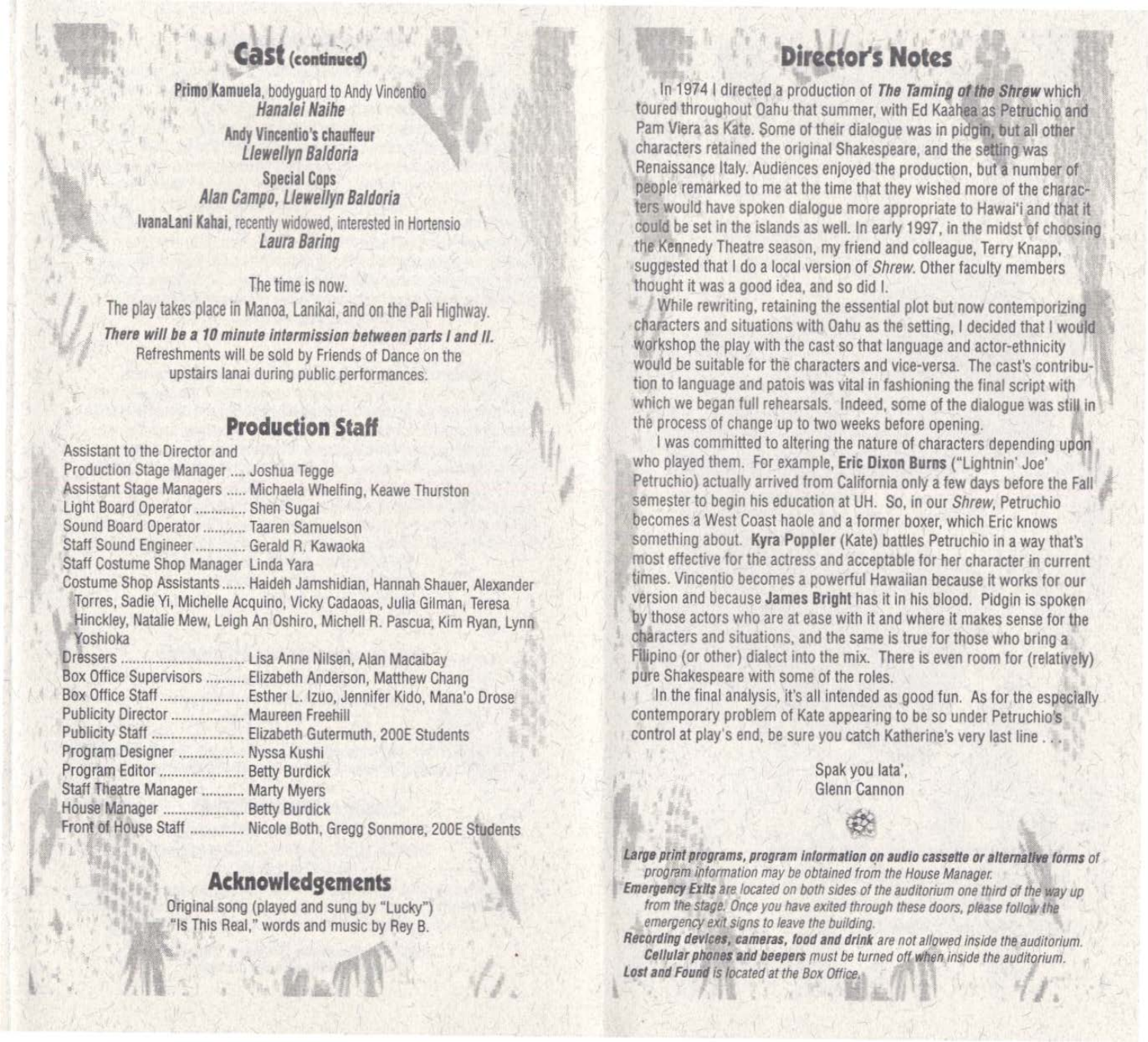## Cast (continued)

**Primo Kamuela**, bodyguard to Andy Vincentio
*Hanalei Naihe*

**Andy Vincentio's chauffeur**
*Llewellyn Baldoria*

**Special Cops**
*Alan Campo, Llewellyn Baldoria*

**IvanaLani Kahai**, recently widowed, interested in Hortensio
*Laura Baring*

The time is now.

The play takes place in Manoa, Lanikai, and on the Pali Highway.

***There will be a 10 minute intermission between parts I and II.***

Refreshments will be sold by Friends of Dance on the upstairs lanai during public performances.

## Production Staff

Assistant to the Director and
Production Stage Manager .... Joshua Tegge
Assistant Stage Managers ..... Michaela Whelfing, Keawe Thurston
Light Board Operator ............. Shen Sugai
Sound Board Operator ........... Taaren Samuelson
Staff Sound Engineer ............ Gerald R. Kawaoka
Staff Costume Shop Manager Linda Yara
Costume Shop Assistants ...... Haideh Jamshidian, Hannah Shauer, Alexander Torres, Sadie Yi, Michelle Acquino, Vicky Cadaoas, Julia Gilman, Teresa Hinckley, Natalie Mew, Leigh An Oshiro, Michell R. Pascua, Kim Ryan, Lynn Yoshioka
Dressers ............................... Lisa Anne Nilsen, Alan Macaibay
Box Office Supervisors .......... Elizabeth Anderson, Matthew Chang
Box Office Staff ...................... Esther L. Izuo, Jennifer Kido, Mana'o Drose
Publicity Director ................... Maureen Freehill
Publicity Staff ........................ Elizabeth Gutermuth, 200E Students
Program Designer ................. Nyssa Kushi
Program Editor ...................... Betty Burdick
Staff Theatre Manager ........... Marty Myers
House Manager ..................... Betty Burdick
Front of House Staff .............. Nicole Both, Gregg Sonmore, 200E Students

## Acknowledgements

Original song (played and sung by "Lucky")
"Is This Real," words and music by Rey B.

## Director's Notes

In 1974 I directed a production of ***The Taming of the Shrew*** which toured throughout Oahu that summer, with Ed Kaahea as Petruchio and Pam Viera as Kate. Some of their dialogue was in pidgin, but all other characters retained the original Shakespeare, and the setting was Renaissance Italy. Audiences enjoyed the production, but a number of people remarked to me at the time that they wished more of the characters would have spoken dialogue more appropriate to Hawai'i and that it could be set in the islands as well. In early 1997, in the midst of choosing the Kennedy Theatre season, my friend and colleague, Terry Knapp, suggested that I do a local version of *Shrew*. Other faculty members thought it was a good idea, and so did I.

While rewriting, retaining the essential plot but now contemporizing characters and situations with Oahu as the setting, I decided that I would workshop the play with the cast so that language and actor-ethnicity would be suitable for the characters and vice-versa. The cast's contribution to language and patois was vital in fashioning the final script with which we began full rehearsals. Indeed, some of the dialogue was still in the process of change up to two weeks before opening.

I was committed to altering the nature of characters depending upon who played them. For example, **Eric Dixon Burns** ("Lightnin' Joe' Petruchio) actually arrived from California only a few days before the Fall semester to begin his education at UH. So, in our *Shrew*, Petruchio becomes a West Coast haole and a former boxer, which Eric knows something about. **Kyra Poppler** (Kate) battles Petruchio in a way that's most effective for the actress and acceptable for her character in current times. Vincentio becomes a powerful Hawaiian because it works for our version and because **James Bright** has it in his blood. Pidgin is spoken by those actors who are at ease with it and where it makes sense for the characters and situations, and the same is true for those who bring a Filipino (or other) dialect into the mix. There is even room for (relatively) pure Shakespeare with some of the roles.

In the final analysis, it's all intended as good fun. As for the especially contemporary problem of Kate appearing to be so under Petruchio's control at play's end, be sure you catch Katherine's very last line . . .

Spak you lata',
Glenn Cannon

***Large print programs, program information on audio cassette or alternative forms*** *of program information may be obtained from the House Manager.*
***Emergency Exits*** *are located on both sides of the auditorium one third of the way up from the stage. Once you have exited through these doors, please follow the emergency exit signs to leave the building.*
***Recording devices, cameras, food and drink*** *are not allowed inside the auditorium.*
***Cellular phones and beepers*** *must be turned off when inside the auditorium.*
***Lost and Found*** *is located at the Box Office.*